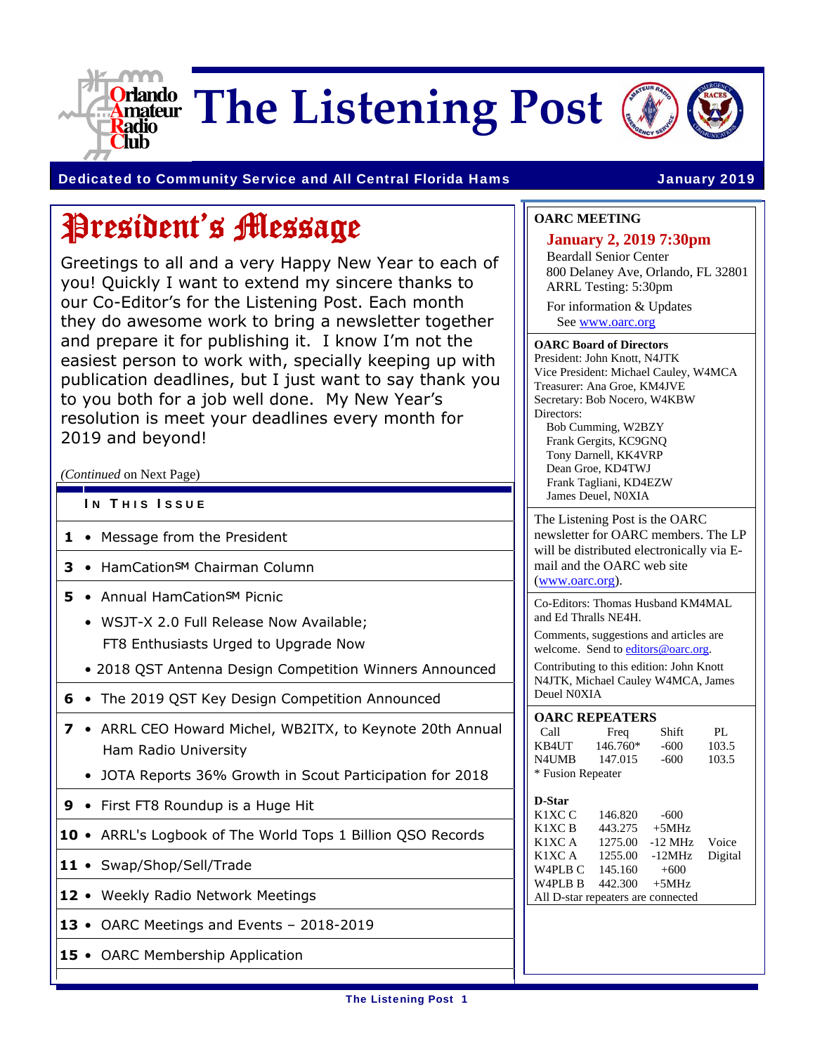# The Listening Post

**Dedicated to Community Service and All Central Florida Hams** — **January 2019**

## President's Message

Greetings to all and a very Happy New Year to each of you! Quickly I want to extend my sincere thanks to our Co-Editor's for the Listening Post. Each month they do awesome work to bring a newsletter together and prepare it for publishing it. I know I'm not the easiest person to work with, specially keeping up with publication deadlines, but I just want to say thank you to you both for a job well done. My New Year's resolution is meet your deadlines every month for 2019 and beyond!

*(Continued* on Next Page)

### IN THIS ISSUE

| Page | Article |
|---|---|
| **1** | • Message from the President |
| **3** | • HamCation℠ Chairman Column |
| **5** | • Annual HamCation℠ Picnic |
| | • WSJT-X 2.0 Full Release Now Available; FT8 Enthusiasts Urged to Upgrade Now |
| | • 2018 QST Antenna Design Competition Winners Announced |
| **6** | • The 2019 QST Key Design Competition Announced |
| **7** | • ARRL CEO Howard Michel, WB2ITX, to Keynote 20th Annual Ham Radio University |
| | • JOTA Reports 36% Growth in Scout Participation for 2018 |
| **9** | • First FT8 Roundup is a Huge Hit |
| **10** | • ARRL's Logbook of The World Tops 1 Billion QSO Records |
| **11** | • Swap/Shop/Sell/Trade |
| **12** | • Weekly Radio Network Meetings |
| **13** | • OARC Meetings and Events – 2018-2019 |
| **15** | • OARC Membership Application |

**OARC MEETING**

**January 2, 2019 7:30pm**
Beardall Senior Center
800 Delaney Ave, Orlando, FL 32801
ARRL Testing: 5:30pm

For information & Updates
See www.oarc.org

**OARC Board of Directors**
President: John Knott, N4JTK
Vice President: Michael Cauley, W4MCA
Treasurer: Ana Groe, KM4JVE
Secretary: Bob Nocero, W4KBW
Directors:
- Bob Cumming, W2BZY
- Frank Gergits, KC9GNQ
- Tony Darnell, KK4VRP
- Dean Groe, KD4TWJ
- Frank Tagliani, KD4EZW
- James Deuel, N0XIA

The Listening Post is the OARC newsletter for OARC members. The LP will be distributed electronically via E-mail and the OARC web site (www.oarc.org).

Co-Editors: Thomas Husband KM4MAL and Ed Thralls NE4H.

Comments, suggestions and articles are welcome. Send to editors@oarc.org.

Contributing to this edition: John Knott N4JTK, Michael Cauley W4MCA, James Deuel N0XIA

**OARC REPEATERS**

| Call | Freq | Shift | PL |
|---|---|---|---|
| KB4UT | 146.760* | -600 | 103.5 |
| N4UMB | 147.015 | -600 | 103.5 |

\* Fusion Repeater

**D-Star**

| Call | Freq | Shift | |
|---|---|---|---|
| K1XC C | 146.820 | -600 | |
| K1XC B | 443.275 | +5MHz | |
| K1XC A | 1275.00 | -12 MHz | Voice |
| K1XC A | 1255.00 | -12MHz | Digital |
| W4PLB C | 145.160 | +600 | |
| W4PLB B | 442.300 | +5MHz | |

All D-star repeaters are connected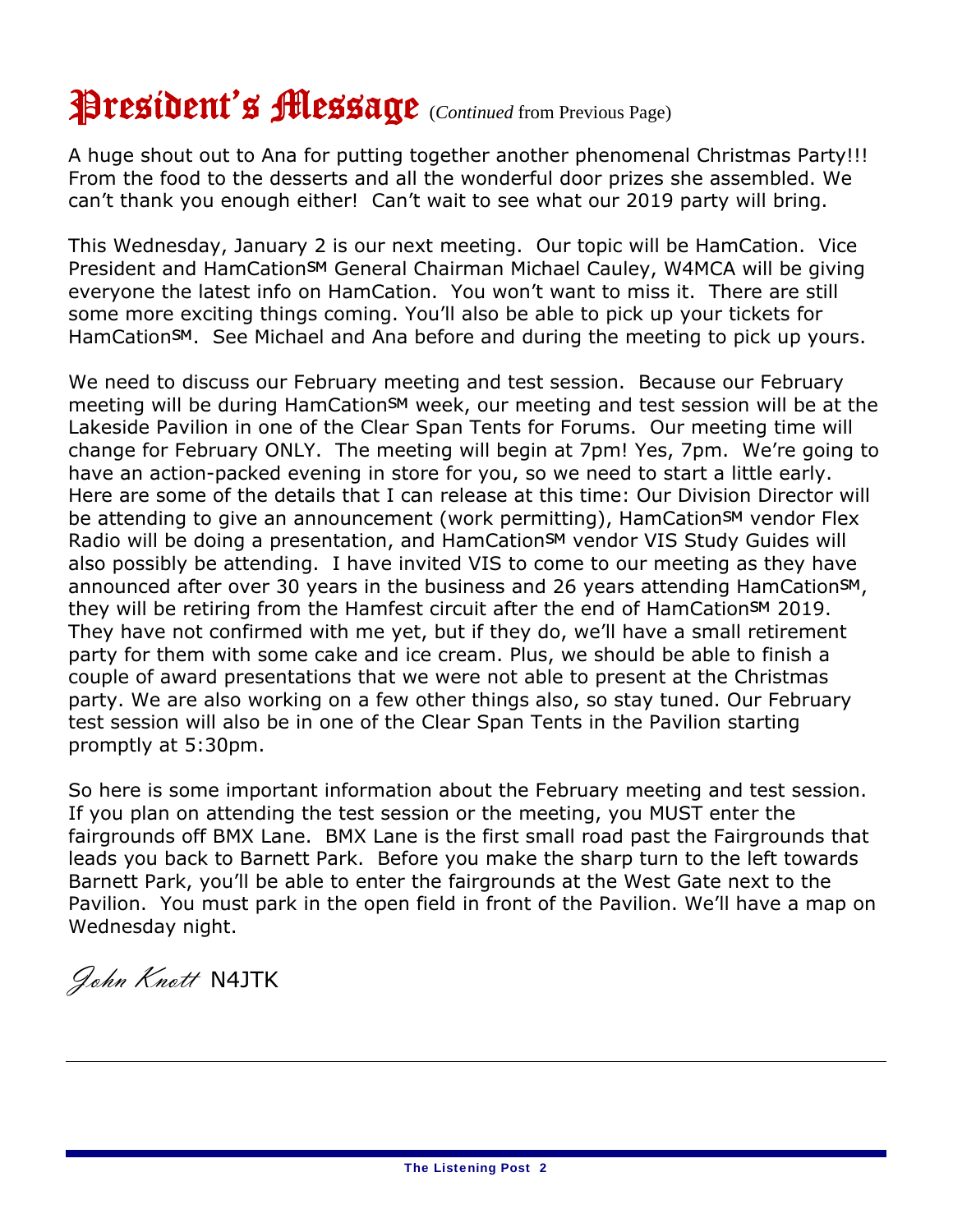# President's Message (*Continued* from Previous Page)

A huge shout out to Ana for putting together another phenomenal Christmas Party!!! From the food to the desserts and all the wonderful door prizes she assembled. We can't thank you enough either! Can't wait to see what our 2019 party will bring.

This Wednesday, January 2 is our next meeting. Our topic will be HamCation. Vice President and HamCation℠ General Chairman Michael Cauley, W4MCA will be giving everyone the latest info on HamCation. You won't want to miss it. There are still some more exciting things coming. You'll also be able to pick up your tickets for HamCation℠. See Michael and Ana before and during the meeting to pick up yours.

We need to discuss our February meeting and test session. Because our February meeting will be during HamCation℠ week, our meeting and test session will be at the Lakeside Pavilion in one of the Clear Span Tents for Forums. Our meeting time will change for February ONLY. The meeting will begin at 7pm! Yes, 7pm. We're going to have an action-packed evening in store for you, so we need to start a little early. Here are some of the details that I can release at this time: Our Division Director will be attending to give an announcement (work permitting), HamCation℠ vendor Flex Radio will be doing a presentation, and HamCation℠ vendor VIS Study Guides will also possibly be attending. I have invited VIS to come to our meeting as they have announced after over 30 years in the business and 26 years attending HamCation℠, they will be retiring from the Hamfest circuit after the end of HamCation℠ 2019. They have not confirmed with me yet, but if they do, we'll have a small retirement party for them with some cake and ice cream. Plus, we should be able to finish a couple of award presentations that we were not able to present at the Christmas party. We are also working on a few other things also, so stay tuned. Our February test session will also be in one of the Clear Span Tents in the Pavilion starting promptly at 5:30pm.

So here is some important information about the February meeting and test session. If you plan on attending the test session or the meeting, you MUST enter the fairgrounds off BMX Lane. BMX Lane is the first small road past the Fairgrounds that leads you back to Barnett Park. Before you make the sharp turn to the left towards Barnett Park, you'll be able to enter the fairgrounds at the West Gate next to the Pavilion. You must park in the open field in front of the Pavilion. We'll have a map on Wednesday night.

*John Knott* N4JTK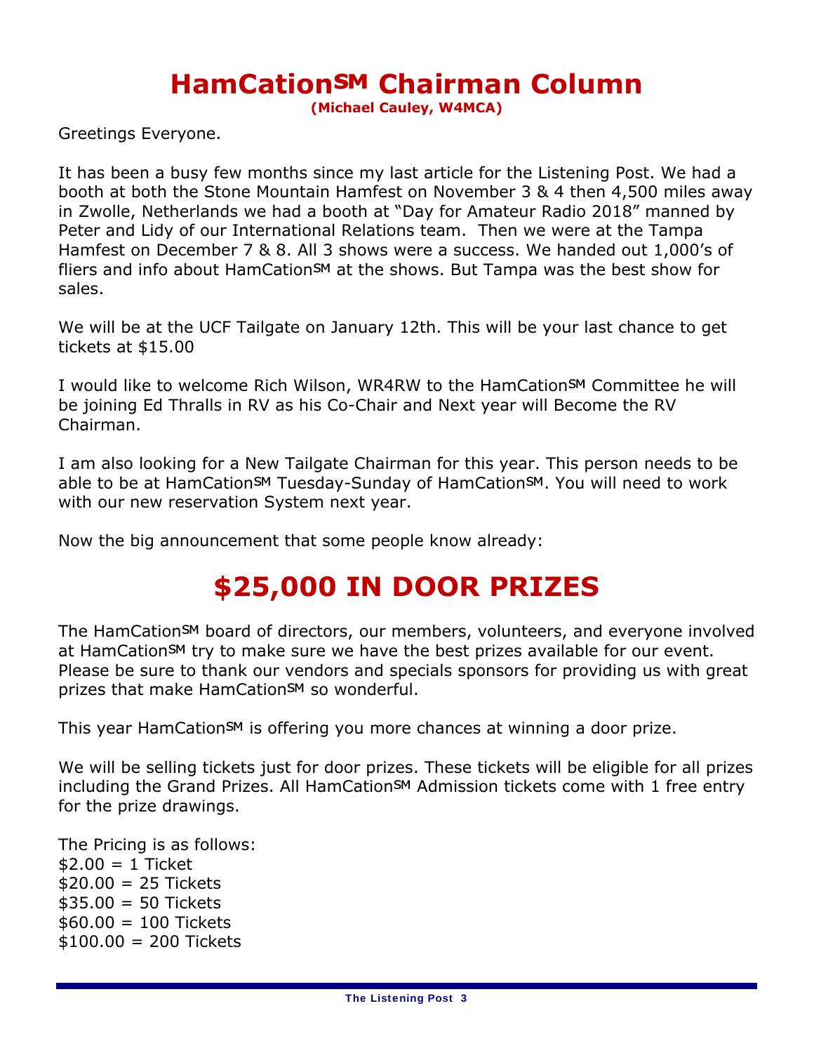# HamCation℠ Chairman Column

**(Michael Cauley, W4MCA)**

Greetings Everyone.

It has been a busy few months since my last article for the Listening Post. We had a booth at both the Stone Mountain Hamfest on November 3 & 4 then 4,500 miles away in Zwolle, Netherlands we had a booth at "Day for Amateur Radio 2018" manned by Peter and Lidy of our International Relations team. Then we were at the Tampa Hamfest on December 7 & 8. All 3 shows were a success. We handed out 1,000's of fliers and info about HamCation℠ at the shows. But Tampa was the best show for sales.

We will be at the UCF Tailgate on January 12th. This will be your last chance to get tickets at $15.00

I would like to welcome Rich Wilson, WR4RW to the HamCation℠ Committee he will be joining Ed Thralls in RV as his Co-Chair and Next year will Become the RV Chairman.

I am also looking for a New Tailgate Chairman for this year. This person needs to be able to be at HamCation℠ Tuesday-Sunday of HamCation℠. You will need to work with our new reservation System next year.

Now the big announcement that some people know already:

## $25,000 IN DOOR PRIZES

The HamCation℠ board of directors, our members, volunteers, and everyone involved at HamCation℠ try to make sure we have the best prizes available for our event. Please be sure to thank our vendors and specials sponsors for providing us with great prizes that make HamCation℠ so wonderful.

This year HamCation℠ is offering you more chances at winning a door prize.

We will be selling tickets just for door prizes. These tickets will be eligible for all prizes including the Grand Prizes. All HamCation℠ Admission tickets come with 1 free entry for the prize drawings.

The Pricing is as follows:
$2.00 = 1 Ticket
$20.00 = 25 Tickets
$35.00 = 50 Tickets
$60.00 = 100 Tickets
$100.00 = 200 Tickets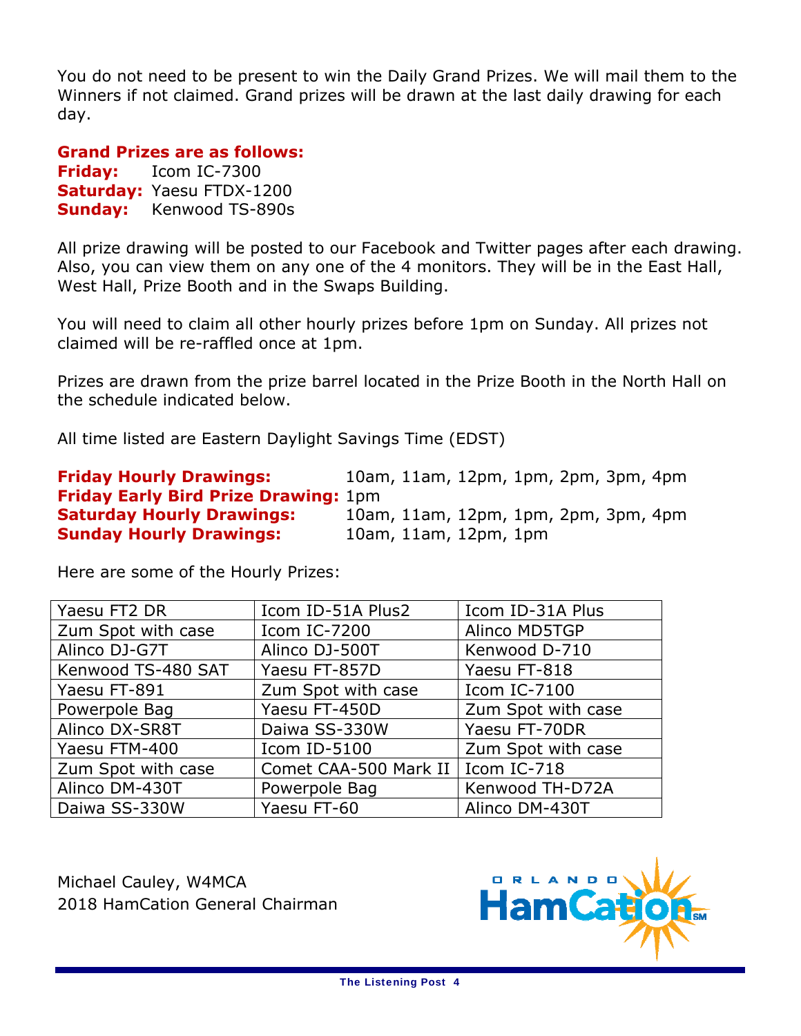You do not need to be present to win the Daily Grand Prizes. We will mail them to the Winners if not claimed. Grand prizes will be drawn at the last daily drawing for each day.

**Grand Prizes are as follows:**
**Friday:** Icom IC-7300
**Saturday:** Yaesu FTDX-1200
**Sunday:** Kenwood TS-890s

All prize drawing will be posted to our Facebook and Twitter pages after each drawing. Also, you can view them on any one of the 4 monitors. They will be in the East Hall, West Hall, Prize Booth and in the Swaps Building.

You will need to claim all other hourly prizes before 1pm on Sunday. All prizes not claimed will be re-raffled once at 1pm.

Prizes are drawn from the prize barrel located in the Prize Booth in the North Hall on the schedule indicated below.

All time listed are Eastern Daylight Savings Time (EDST)

**Friday Hourly Drawings:** 10am, 11am, 12pm, 1pm, 2pm, 3pm, 4pm
**Friday Early Bird Prize Drawing:** 1pm
**Saturday Hourly Drawings:** 10am, 11am, 12pm, 1pm, 2pm, 3pm, 4pm
**Sunday Hourly Drawings:** 10am, 11am, 12pm, 1pm

Here are some of the Hourly Prizes:

| | | |
|---|---|---|
| Yaesu FT2 DR | Icom ID-51A Plus2 | Icom ID-31A Plus |
| Zum Spot with case | Icom IC-7200 | Alinco MD5TGP |
| Alinco DJ-G7T | Alinco DJ-500T | Kenwood D-710 |
| Kenwood TS-480 SAT | Yaesu FT-857D | Yaesu FT-818 |
| Yaesu FT-891 | Zum Spot with case | Icom IC-7100 |
| Powerpole Bag | Yaesu FT-450D | Zum Spot with case |
| Alinco DX-SR8T | Daiwa SS-330W | Yaesu FT-70DR |
| Yaesu FTM-400 | Icom ID-5100 | Zum Spot with case |
| Zum Spot with case | Comet CAA-500 Mark II | Icom IC-718 |
| Alinco DM-430T | Powerpole Bag | Kenwood TH-D72A |
| Daiwa SS-330W | Yaesu FT-60 | Alinco DM-430T |

Michael Cauley, W4MCA
2018 HamCation General Chairman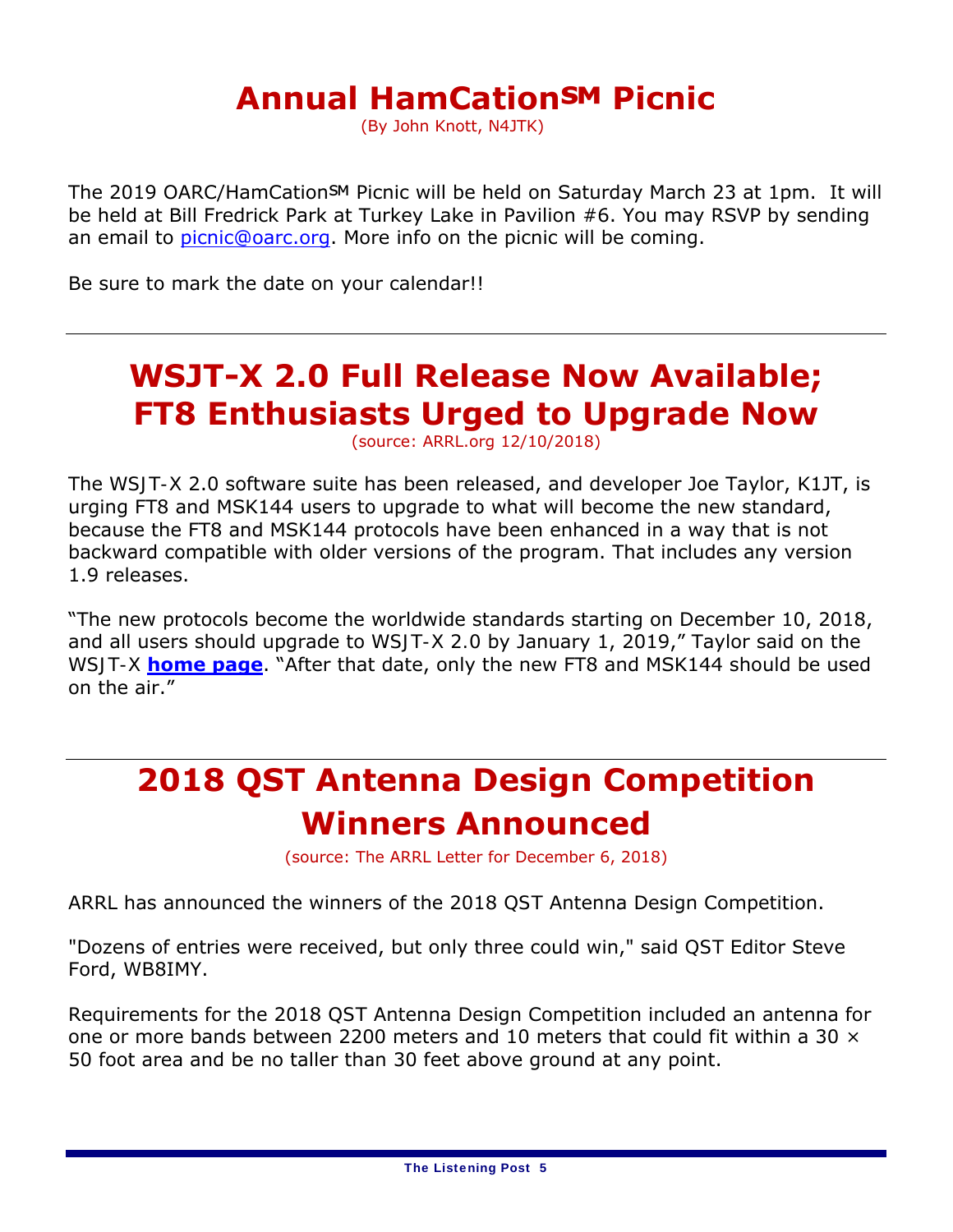# Annual HamCation℠ Picnic

(By John Knott, N4JTK)

The 2019 OARC/HamCation℠ Picnic will be held on Saturday March 23 at 1pm. It will be held at Bill Fredrick Park at Turkey Lake in Pavilion #6. You may RSVP by sending an email to picnic@oarc.org. More info on the picnic will be coming.

Be sure to mark the date on your calendar!!

---

# WSJT-X 2.0 Full Release Now Available; FT8 Enthusiasts Urged to Upgrade Now

(source: ARRL.org 12/10/2018)

The WSJT-X 2.0 software suite has been released, and developer Joe Taylor, K1JT, is urging FT8 and MSK144 users to upgrade to what will become the new standard, because the FT8 and MSK144 protocols have been enhanced in a way that is not backward compatible with older versions of the program. That includes any version 1.9 releases.

"The new protocols become the worldwide standards starting on December 10, 2018, and all users should upgrade to WSJT-X 2.0 by January 1, 2019," Taylor said on the WSJT-X **home page**. "After that date, only the new FT8 and MSK144 should be used on the air."

---

# 2018 QST Antenna Design Competition Winners Announced

(source: The ARRL Letter for December 6, 2018)

ARRL has announced the winners of the 2018 QST Antenna Design Competition.

"Dozens of entries were received, but only three could win," said QST Editor Steve Ford, WB8IMY.

Requirements for the 2018 QST Antenna Design Competition included an antenna for one or more bands between 2200 meters and 10 meters that could fit within a 30 × 50 foot area and be no taller than 30 feet above ground at any point.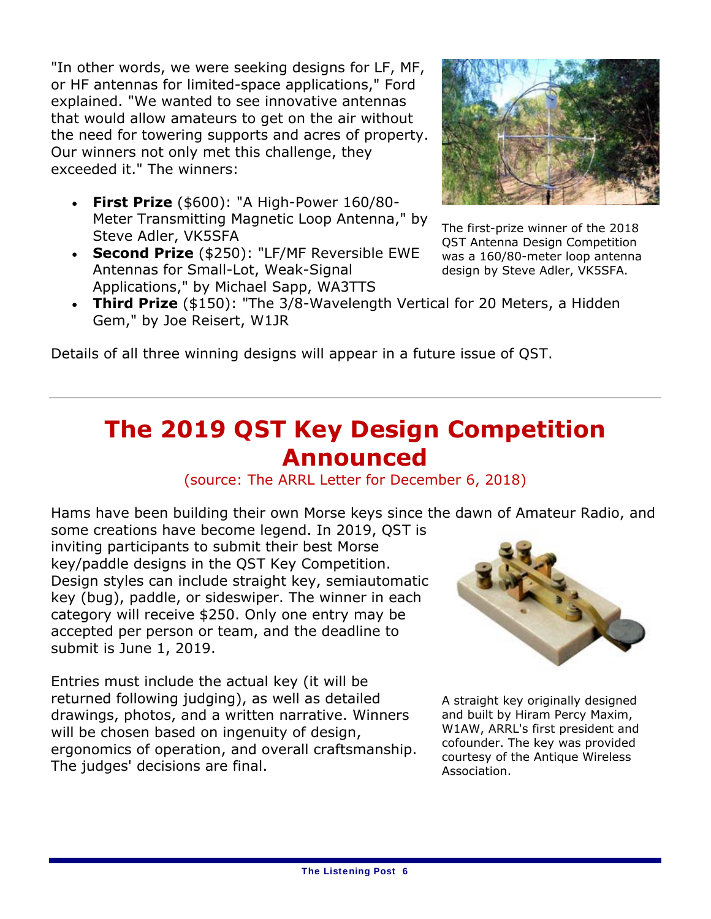"In other words, we were seeking designs for LF, MF, or HF antennas for limited-space applications," Ford explained. "We wanted to see innovative antennas that would allow amateurs to get on the air without the need for towering supports and acres of property. Our winners not only met this challenge, they exceeded it." The winners:

- **First Prize** ($600): "A High-Power 160/80-Meter Transmitting Magnetic Loop Antenna," by Steve Adler, VK5SFA
- **Second Prize** ($250): "LF/MF Reversible EWE Antennas for Small-Lot, Weak-Signal Applications," by Michael Sapp, WA3TTS
- **Third Prize** ($150): "The 3/8-Wavelength Vertical for 20 Meters, a Hidden Gem," by Joe Reisert, W1JR

The first-prize winner of the 2018 QST Antenna Design Competition was a 160/80-meter loop antenna design by Steve Adler, VK5SFA.

Details of all three winning designs will appear in a future issue of QST.

---

# The 2019 QST Key Design Competition Announced

(source: The ARRL Letter for December 6, 2018)

Hams have been building their own Morse keys since the dawn of Amateur Radio, and some creations have become legend. In 2019, QST is inviting participants to submit their best Morse key/paddle designs in the QST Key Competition. Design styles can include straight key, semiautomatic key (bug), paddle, or sideswiper. The winner in each category will receive $250. Only one entry may be accepted per person or team, and the deadline to submit is June 1, 2019.

Entries must include the actual key (it will be returned following judging), as well as detailed drawings, photos, and a written narrative. Winners will be chosen based on ingenuity of design, ergonomics of operation, and overall craftsmanship. The judges' decisions are final.

A straight key originally designed and built by Hiram Percy Maxim, W1AW, ARRL's first president and cofounder. The key was provided courtesy of the Antique Wireless Association.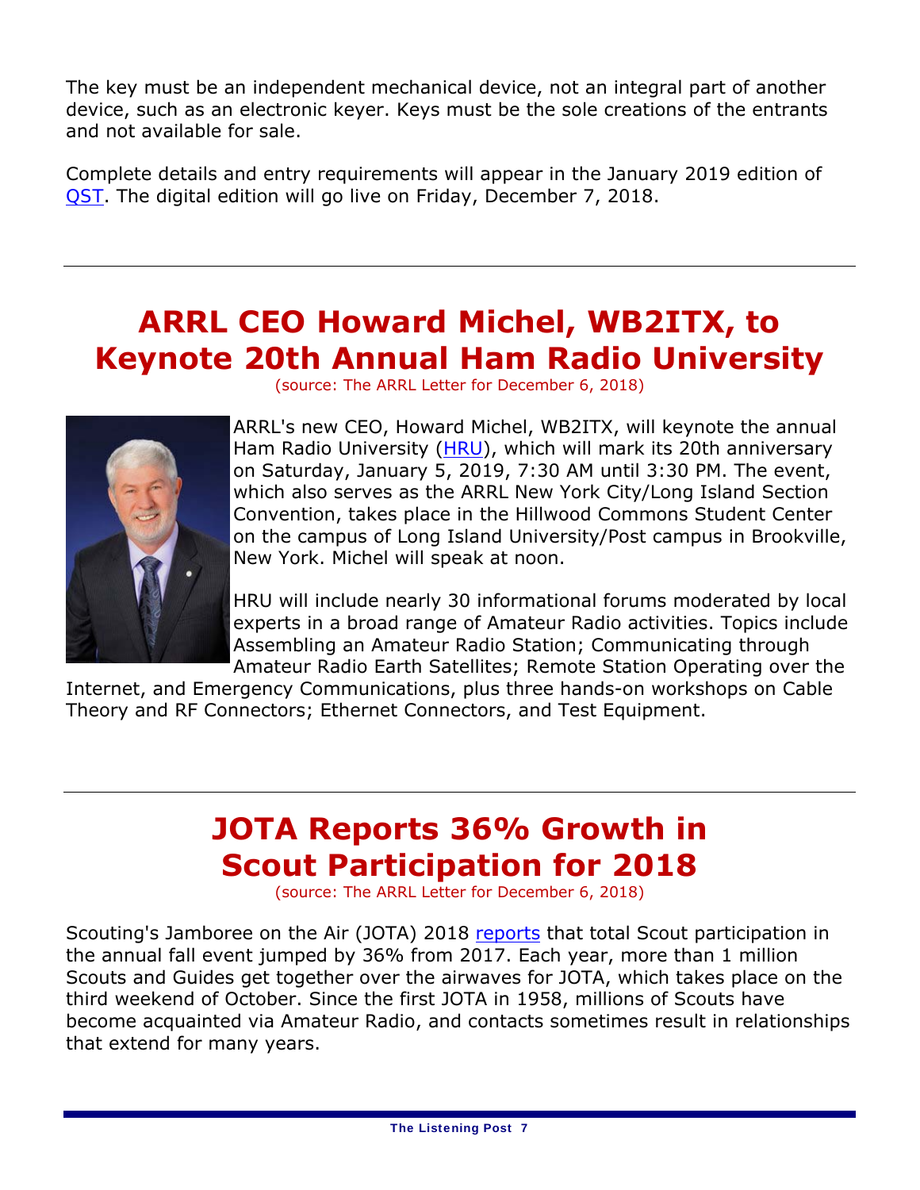The key must be an independent mechanical device, not an integral part of another device, such as an electronic keyer. Keys must be the sole creations of the entrants and not available for sale.

Complete details and entry requirements will appear in the January 2019 edition of QST. The digital edition will go live on Friday, December 7, 2018.

---

# ARRL CEO Howard Michel, WB2ITX, to Keynote 20th Annual Ham Radio University

(source: The ARRL Letter for December 6, 2018)

ARRL's new CEO, Howard Michel, WB2ITX, will keynote the annual Ham Radio University (HRU), which will mark its 20th anniversary on Saturday, January 5, 2019, 7:30 AM until 3:30 PM. The event, which also serves as the ARRL New York City/Long Island Section Convention, takes place in the Hillwood Commons Student Center on the campus of Long Island University/Post campus in Brookville, New York. Michel will speak at noon.

HRU will include nearly 30 informational forums moderated by local experts in a broad range of Amateur Radio activities. Topics include Assembling an Amateur Radio Station; Communicating through Amateur Radio Earth Satellites; Remote Station Operating over the Internet, and Emergency Communications, plus three hands-on workshops on Cable Theory and RF Connectors; Ethernet Connectors, and Test Equipment.

---

# JOTA Reports 36% Growth in Scout Participation for 2018

(source: The ARRL Letter for December 6, 2018)

Scouting's Jamboree on the Air (JOTA) 2018 reports that total Scout participation in the annual fall event jumped by 36% from 2017. Each year, more than 1 million Scouts and Guides get together over the airwaves for JOTA, which takes place on the third weekend of October. Since the first JOTA in 1958, millions of Scouts have become acquainted via Amateur Radio, and contacts sometimes result in relationships that extend for many years.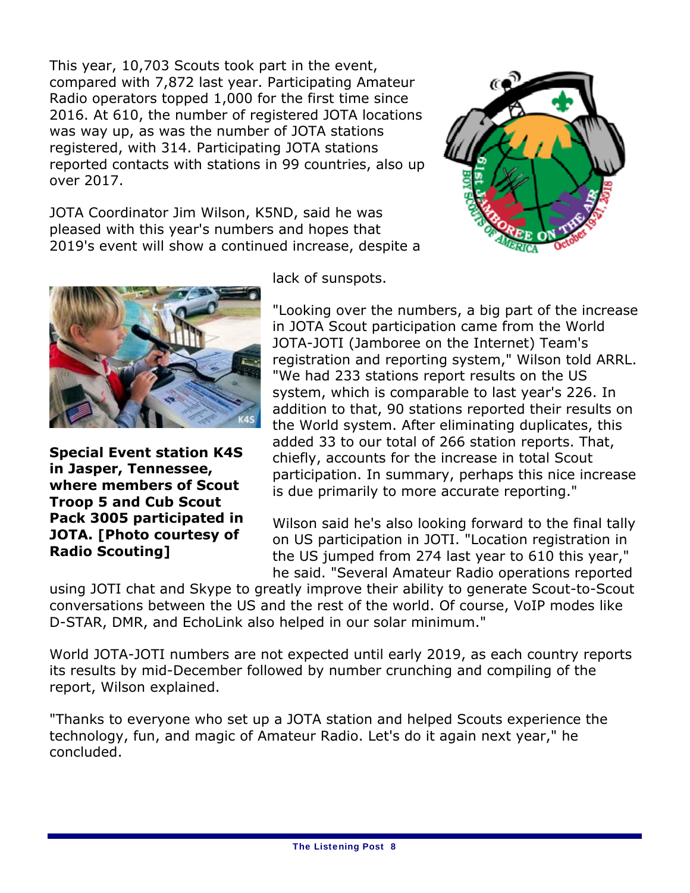This year, 10,703 Scouts took part in the event, compared with 7,872 last year. Participating Amateur Radio operators topped 1,000 for the first time since 2016. At 610, the number of registered JOTA locations was way up, as was the number of JOTA stations registered, with 314. Participating JOTA stations reported contacts with stations in 99 countries, also up over 2017.

JOTA Coordinator Jim Wilson, K5ND, said he was pleased with this year's numbers and hopes that 2019's event will show a continued increase, despite a lack of sunspots.

**Special Event station K4S in Jasper, Tennessee, where members of Scout Troop 5 and Cub Scout Pack 3005 participated in JOTA. [Photo courtesy of Radio Scouting]**

"Looking over the numbers, a big part of the increase in JOTA Scout participation came from the World JOTA-JOTI (Jamboree on the Internet) Team's registration and reporting system," Wilson told ARRL. "We had 233 stations report results on the US system, which is comparable to last year's 226. In addition to that, 90 stations reported their results on the World system. After eliminating duplicates, this added 33 to our total of 266 station reports. That, chiefly, accounts for the increase in total Scout participation. In summary, perhaps this nice increase is due primarily to more accurate reporting."

Wilson said he's also looking forward to the final tally on US participation in JOTI. "Location registration in the US jumped from 274 last year to 610 this year," he said. "Several Amateur Radio operations reported using JOTI chat and Skype to greatly improve their ability to generate Scout-to-Scout conversations between the US and the rest of the world. Of course, VoIP modes like D-STAR, DMR, and EchoLink also helped in our solar minimum."

World JOTA-JOTI numbers are not expected until early 2019, as each country reports its results by mid-December followed by number crunching and compiling of the report, Wilson explained.

"Thanks to everyone who set up a JOTA station and helped Scouts experience the technology, fun, and magic of Amateur Radio. Let's do it again next year," he concluded.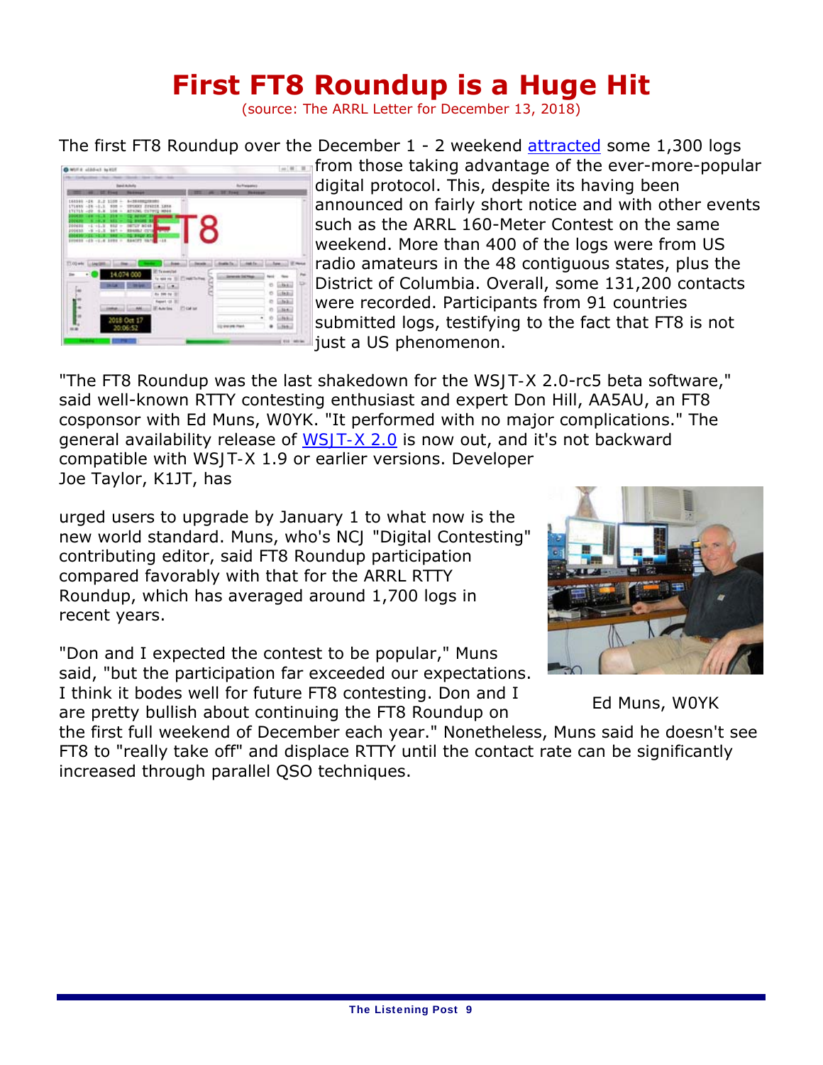# First FT8 Roundup is a Huge Hit

(source: The ARRL Letter for December 13, 2018)

The first FT8 Roundup over the December 1 - 2 weekend attracted some 1,300 logs from those taking advantage of the ever-more-popular digital protocol. This, despite its having been announced on fairly short notice and with other events such as the ARRL 160-Meter Contest on the same weekend. More than 400 of the logs were from US radio amateurs in the 48 contiguous states, plus the District of Columbia. Overall, some 131,200 contacts were recorded. Participants from 91 countries submitted logs, testifying to the fact that FT8 is not just a US phenomenon.

"The FT8 Roundup was the last shakedown for the WSJT-X 2.0-rc5 beta software," said well-known RTTY contesting enthusiast and expert Don Hill, AA5AU, an FT8 cosponsor with Ed Muns, W0YK. "It performed with no major complications." The general availability release of WSJT-X 2.0 is now out, and it's not backward compatible with WSJT-X 1.9 or earlier versions. Developer Joe Taylor, K1JT, has urged users to upgrade by January 1 to what now is the new world standard. Muns, who's NCJ "Digital Contesting" contributing editor, said FT8 Roundup participation compared favorably with that for the ARRL RTTY Roundup, which has averaged around 1,700 logs in recent years.

Ed Muns, W0YK

"Don and I expected the contest to be popular," Muns said, "but the participation far exceeded our expectations. I think it bodes well for future FT8 contesting. Don and I are pretty bullish about continuing the FT8 Roundup on the first full weekend of December each year." Nonetheless, Muns said he doesn't see FT8 to "really take off" and displace RTTY until the contact rate can be significantly increased through parallel QSO techniques.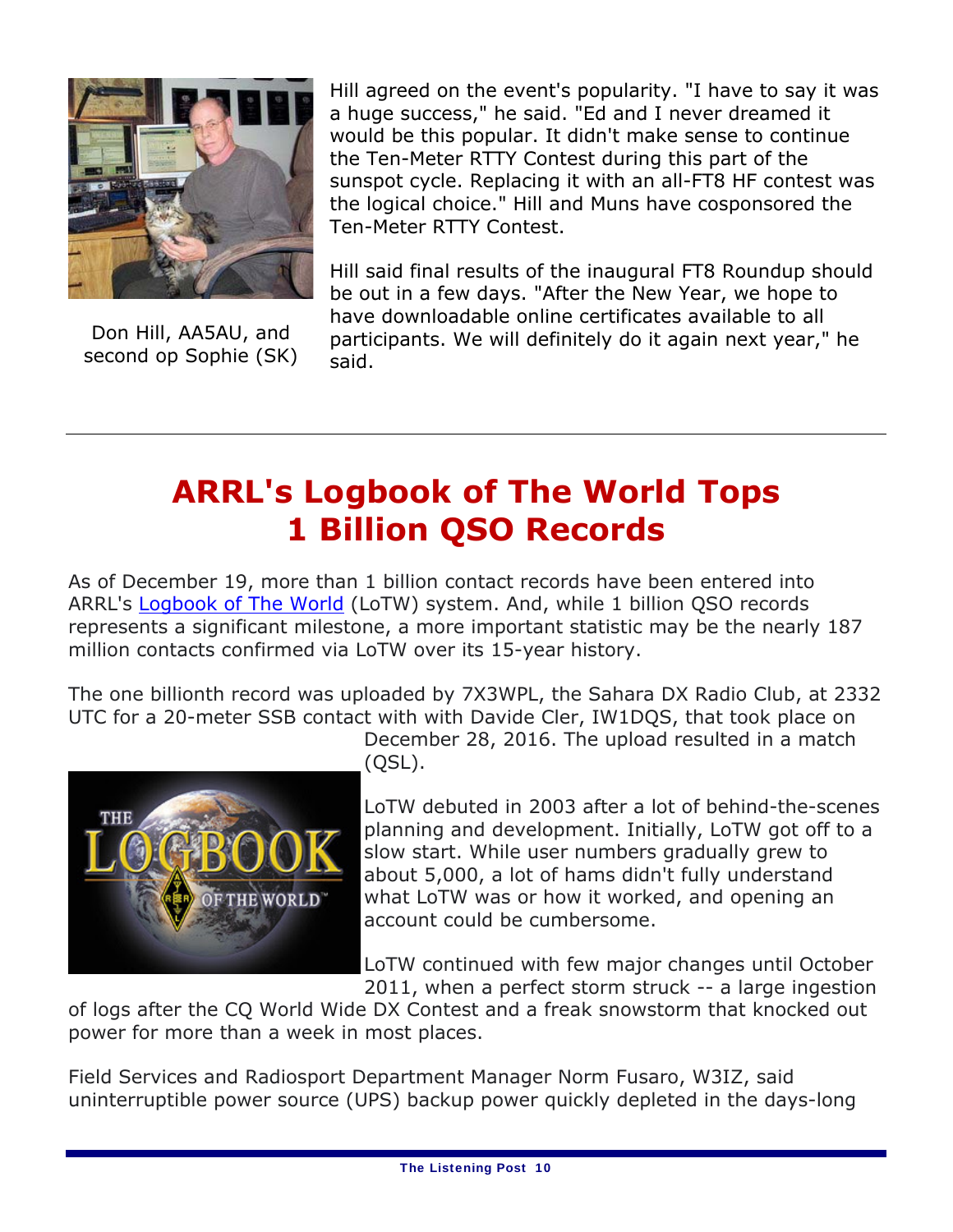Don Hill, AA5AU, and second op Sophie (SK)

Hill agreed on the event's popularity. "I have to say it was a huge success," he said. "Ed and I never dreamed it would be this popular. It didn't make sense to continue the Ten-Meter RTTY Contest during this part of the sunspot cycle. Replacing it with an all-FT8 HF contest was the logical choice." Hill and Muns have cosponsored the Ten-Meter RTTY Contest.

Hill said final results of the inaugural FT8 Roundup should be out in a few days. "After the New Year, we hope to have downloadable online certificates available to all participants. We will definitely do it again next year," he said.

---

# ARRL's Logbook of The World Tops 1 Billion QSO Records

As of December 19, more than 1 billion contact records have been entered into ARRL's Logbook of The World (LoTW) system. And, while 1 billion QSO records represents a significant milestone, a more important statistic may be the nearly 187 million contacts confirmed via LoTW over its 15-year history.

The one billionth record was uploaded by 7X3WPL, the Sahara DX Radio Club, at 2332 UTC for a 20-meter SSB contact with with Davide Cler, IW1DQS, that took place on December 28, 2016. The upload resulted in a match (QSL).

LoTW debuted in 2003 after a lot of behind-the-scenes planning and development. Initially, LoTW got off to a slow start. While user numbers gradually grew to about 5,000, a lot of hams didn't fully understand what LoTW was or how it worked, and opening an account could be cumbersome.

LoTW continued with few major changes until October 2011, when a perfect storm struck -- a large ingestion of logs after the CQ World Wide DX Contest and a freak snowstorm that knocked out power for more than a week in most places.

Field Services and Radiosport Department Manager Norm Fusaro, W3IZ, said uninterruptible power source (UPS) backup power quickly depleted in the days-long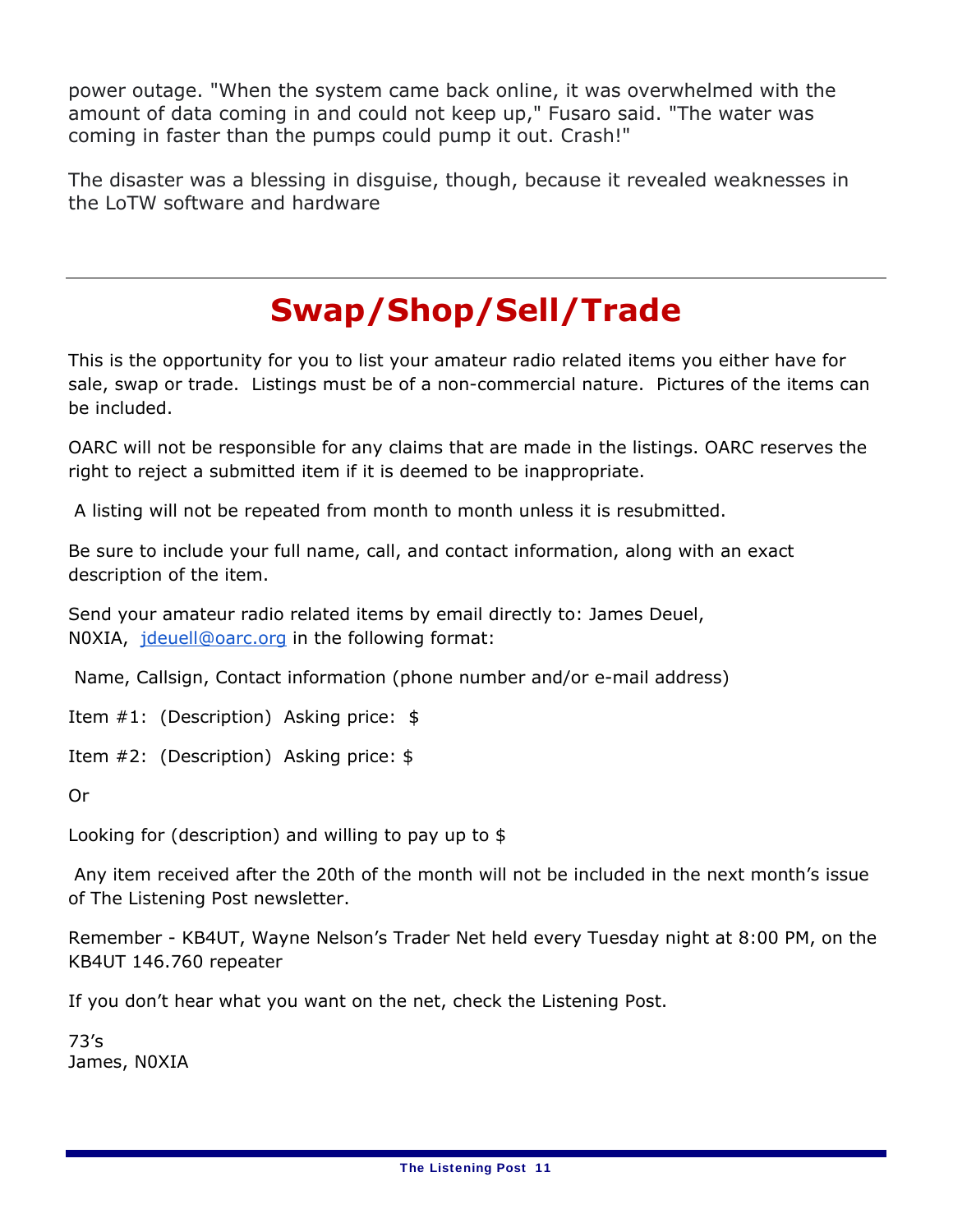power outage. "When the system came back online, it was overwhelmed with the amount of data coming in and could not keep up," Fusaro said. "The water was coming in faster than the pumps could pump it out. Crash!"

The disaster was a blessing in disguise, though, because it revealed weaknesses in the LoTW software and hardware

---

# Swap/Shop/Sell/Trade

This is the opportunity for you to list your amateur radio related items you either have for sale, swap or trade. Listings must be of a non-commercial nature. Pictures of the items can be included.

OARC will not be responsible for any claims that are made in the listings. OARC reserves the right to reject a submitted item if it is deemed to be inappropriate.

A listing will not be repeated from month to month unless it is resubmitted.

Be sure to include your full name, call, and contact information, along with an exact description of the item.

Send your amateur radio related items by email directly to: James Deuel, N0XIA, jdeuell@oarc.org in the following format:

Name, Callsign, Contact information (phone number and/or e-mail address)

Item #1: (Description) Asking price: $

Item #2: (Description) Asking price: $

Or

Looking for (description) and willing to pay up to $

Any item received after the 20th of the month will not be included in the next month's issue of The Listening Post newsletter.

Remember - KB4UT, Wayne Nelson's Trader Net held every Tuesday night at 8:00 PM, on the KB4UT 146.760 repeater

If you don't hear what you want on the net, check the Listening Post.

73's
James, N0XIA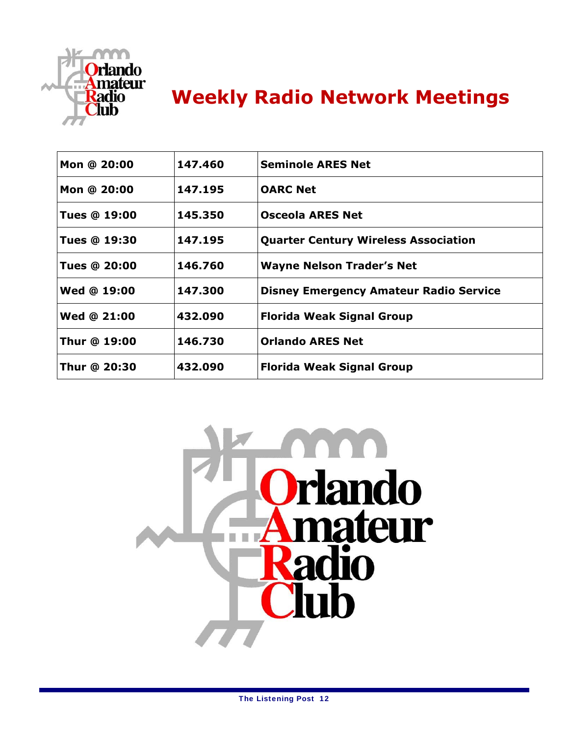# Weekly Radio Network Meetings

| | | |
|---|---|---|
| **Mon @ 20:00** | **147.460** | **Seminole ARES Net** |
| **Mon @ 20:00** | **147.195** | **OARC Net** |
| **Tues @ 19:00** | **145.350** | **Osceola ARES Net** |
| **Tues @ 19:30** | **147.195** | **Quarter Century Wireless Association** |
| **Tues @ 20:00** | **146.760** | **Wayne Nelson Trader's Net** |
| **Wed @ 19:00** | **147.300** | **Disney Emergency Amateur Radio Service** |
| **Wed @ 21:00** | **432.090** | **Florida Weak Signal Group** |
| **Thur @ 19:00** | **146.730** | **Orlando ARES Net** |
| **Thur @ 20:30** | **432.090** | **Florida Weak Signal Group** |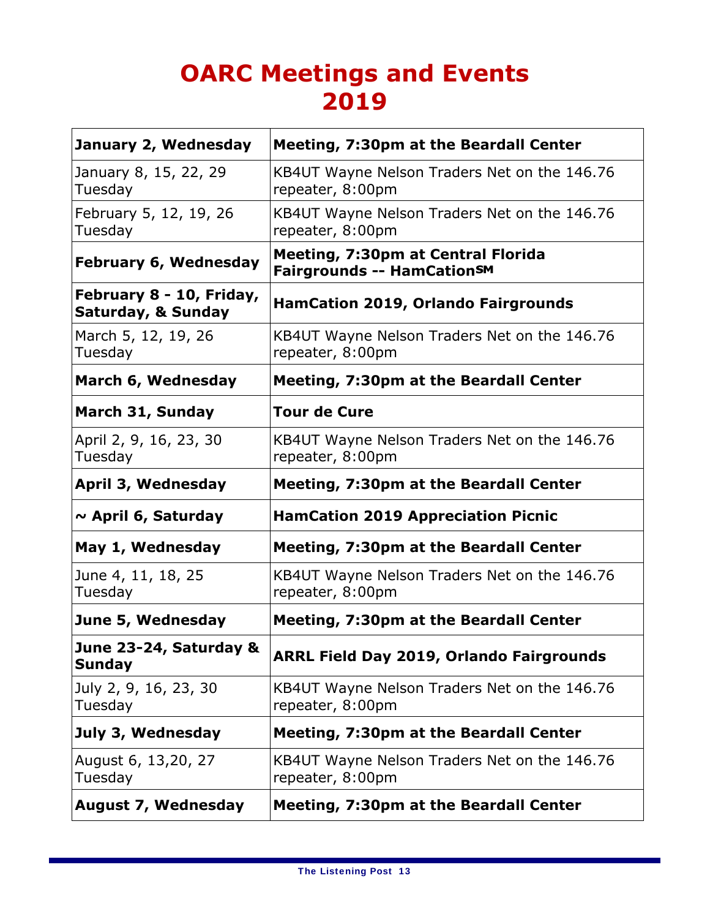# OARC Meetings and Events 2019

| | |
|---|---|
| **January 2, Wednesday** | **Meeting, 7:30pm at the Beardall Center** |
| January 8, 15, 22, 29 Tuesday | KB4UT Wayne Nelson Traders Net on the 146.76 repeater, 8:00pm |
| February 5, 12, 19, 26 Tuesday | KB4UT Wayne Nelson Traders Net on the 146.76 repeater, 8:00pm |
| **February 6, Wednesday** | **Meeting, 7:30pm at Central Florida Fairgrounds -- HamCation℠** |
| **February 8 - 10, Friday, Saturday, & Sunday** | **HamCation 2019, Orlando Fairgrounds** |
| March 5, 12, 19, 26 Tuesday | KB4UT Wayne Nelson Traders Net on the 146.76 repeater, 8:00pm |
| **March 6, Wednesday** | **Meeting, 7:30pm at the Beardall Center** |
| **March 31, Sunday** | **Tour de Cure** |
| April 2, 9, 16, 23, 30 Tuesday | KB4UT Wayne Nelson Traders Net on the 146.76 repeater, 8:00pm |
| **April 3, Wednesday** | **Meeting, 7:30pm at the Beardall Center** |
| **~ April 6, Saturday** | **HamCation 2019 Appreciation Picnic** |
| **May 1, Wednesday** | **Meeting, 7:30pm at the Beardall Center** |
| June 4, 11, 18, 25 Tuesday | KB4UT Wayne Nelson Traders Net on the 146.76 repeater, 8:00pm |
| **June 5, Wednesday** | **Meeting, 7:30pm at the Beardall Center** |
| **June 23-24, Saturday & Sunday** | **ARRL Field Day 2019, Orlando Fairgrounds** |
| July 2, 9, 16, 23, 30 Tuesday | KB4UT Wayne Nelson Traders Net on the 146.76 repeater, 8:00pm |
| **July 3, Wednesday** | **Meeting, 7:30pm at the Beardall Center** |
| August 6, 13,20, 27 Tuesday | KB4UT Wayne Nelson Traders Net on the 146.76 repeater, 8:00pm |
| **August 7, Wednesday** | **Meeting, 7:30pm at the Beardall Center** |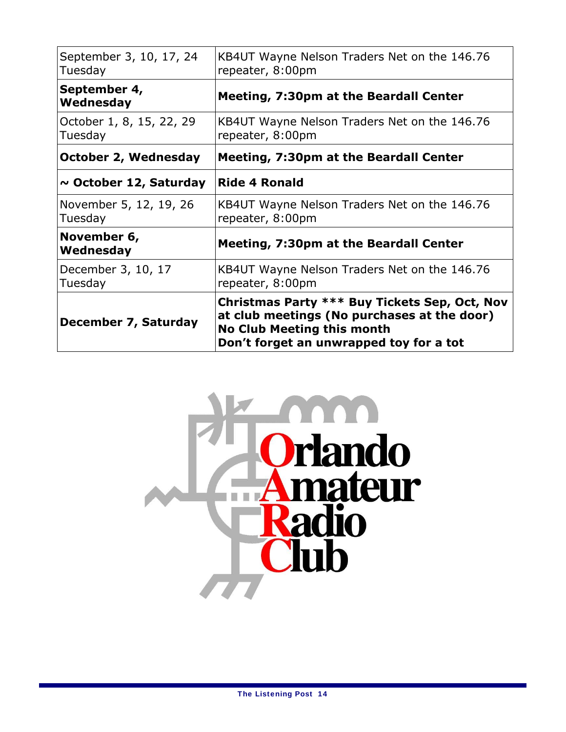| | |
|---|---|
| September 3, 10, 17, 24 Tuesday | KB4UT Wayne Nelson Traders Net on the 146.76 repeater, 8:00pm |
| **September 4, Wednesday** | **Meeting, 7:30pm at the Beardall Center** |
| October 1, 8, 15, 22, 29 Tuesday | KB4UT Wayne Nelson Traders Net on the 146.76 repeater, 8:00pm |
| **October 2, Wednesday** | **Meeting, 7:30pm at the Beardall Center** |
| **~ October 12, Saturday** | **Ride 4 Ronald** |
| November 5, 12, 19, 26 Tuesday | KB4UT Wayne Nelson Traders Net on the 146.76 repeater, 8:00pm |
| **November 6, Wednesday** | **Meeting, 7:30pm at the Beardall Center** |
| December 3, 10, 17 Tuesday | KB4UT Wayne Nelson Traders Net on the 146.76 repeater, 8:00pm |
| **December 7, Saturday** | **Christmas Party *** Buy Tickets Sep, Oct, Nov at club meetings (No purchases at the door) No Club Meeting this month Don't forget an unwrapped toy for a tot** |

Orlando Amateur Radio Club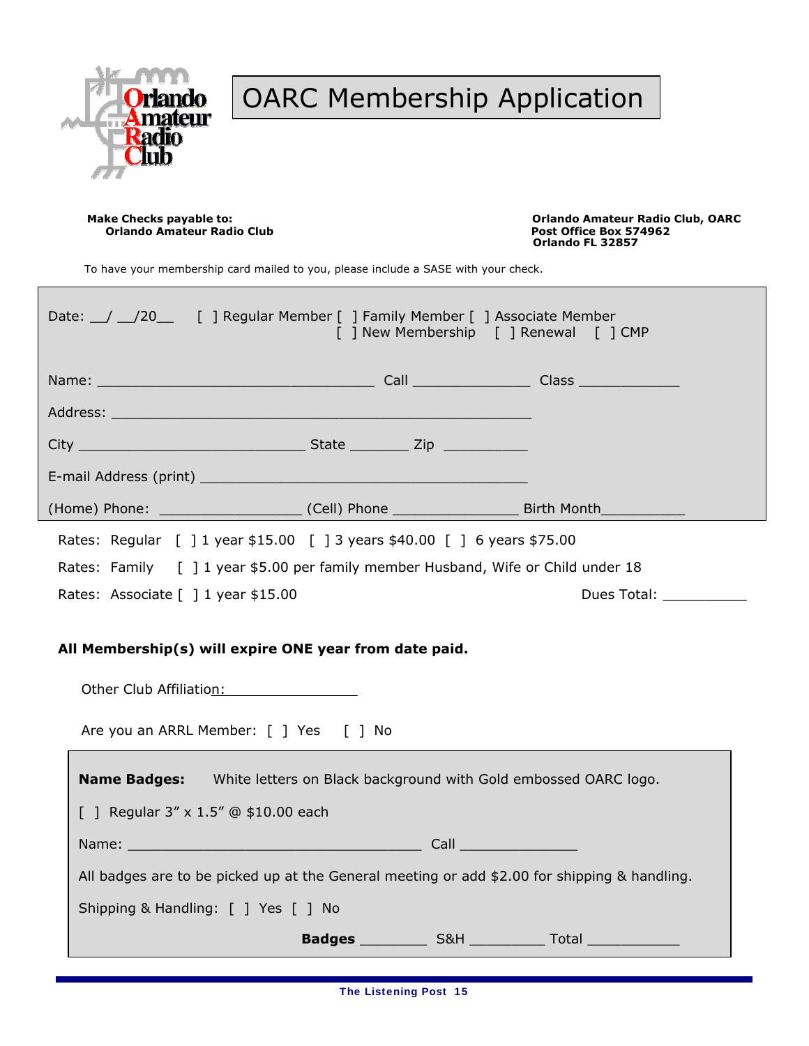# OARC Membership Application

**Make Checks payable to:**
**Orlando Amateur Radio Club**

**Orlando Amateur Radio Club, OARC**
**Post Office Box 574962**
**Orlando FL 32857**

To have your membership card mailed to you, please include a SASE with your check.

Date: __/ __/20__ [ ] Regular Member [ ] Family Member [ ] Associate Member
[ ] New Membership [ ] Renewal [ ] CMP

Name: ________________________________ Call ______________ Class ____________

Address: ________________________________________________

City __________________________ State _______ Zip __________

E-mail Address (print) _____________________________________

(Home) Phone: ________________ (Cell) Phone ______________ Birth Month__________

Rates: Regular [ ] 1 year $15.00 [ ] 3 years $40.00 [ ] 6 years $75.00

Rates: Family [ ] 1 year $5.00 per family member Husband, Wife or Child under 18

Rates: Associate [ ] 1 year $15.00 Dues Total: __________

**All Membership(s) will expire ONE year from date paid.**

Other Club Affiliation:________________

Are you an ARRL Member: [ ] Yes [ ] No

**Name Badges:** White letters on Black background with Gold embossed OARC logo.

[ ] Regular 3" x 1.5" @ $10.00 each

Name: ___________________________________ Call ______________

All badges are to be picked up at the General meeting or add $2.00 for shipping & handling.

Shipping & Handling: [ ] Yes [ ] No

**Badges** ________ S&H _________ Total ___________